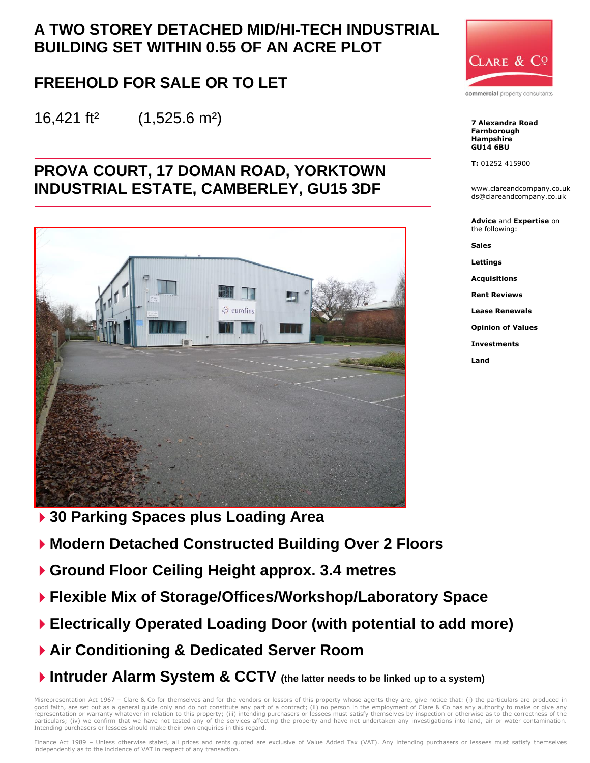# A TWO STOREY DETACHED MID/HI-TECH INDUSTRIAL BUILDING SET WITHIN 0.55 OF AN ACRE PLOT

## FREEHOLD FOR SALE OR TO LET

16,421 ft² (1,525.6 m²)

## PROVA COURT, 17 DOMAN ROAD, YORKTOWN INDUSTRIAL ESTATE, CAMBERLEY, GU15 3DF

CLARE & Co

commercial property consultants

**7 Alexandra Road**
**Farnborough**
**Hampshire**
**GU14 6BU**

**T:** 01252 415900

www.clareandcompany.co.uk
ds@clareandcompany.co.uk

**Advice** and **Expertise** on the following:

**Sales**

**Lettings**

**Acquisitions**

**Rent Reviews**

**Lease Renewals**

**Opinion of Values**

**Investments**

**Land**

- **30 Parking Spaces plus Loading Area**
- **Modern Detached Constructed Building Over 2 Floors**
- **Ground Floor Ceiling Height approx. 3.4 metres**
- **Flexible Mix of Storage/Offices/Workshop/Laboratory Space**
- **Electrically Operated Loading Door (with potential to add more)**
- **Air Conditioning & Dedicated Server Room**
- **Intruder Alarm System & CCTV (the latter needs to be linked up to a system)**

Misrepresentation Act 1967 – Clare & Co for themselves and for the vendors or lessors of this property whose agents they are, give notice that: (i) the particulars are produced in good faith, are set out as a general guide only and do not constitute any part of a contract; (ii) no person in the employment of Clare & Co has any authority to make or give any representation or warranty whatever in relation to this property; (iii) intending purchasers or lessees must satisfy themselves by inspection or otherwise as to the correctness of the particulars; (iv) we confirm that we have not tested any of the services affecting the property and have not undertaken any investigations into land, air or water contamination. Intending purchasers or lessees should make their own enquiries in this regard.

Finance Act 1989 – Unless otherwise stated, all prices and rents quoted are exclusive of Value Added Tax (VAT). Any intending purchasers or lessees must satisfy themselves independently as to the incidence of VAT in respect of any transaction.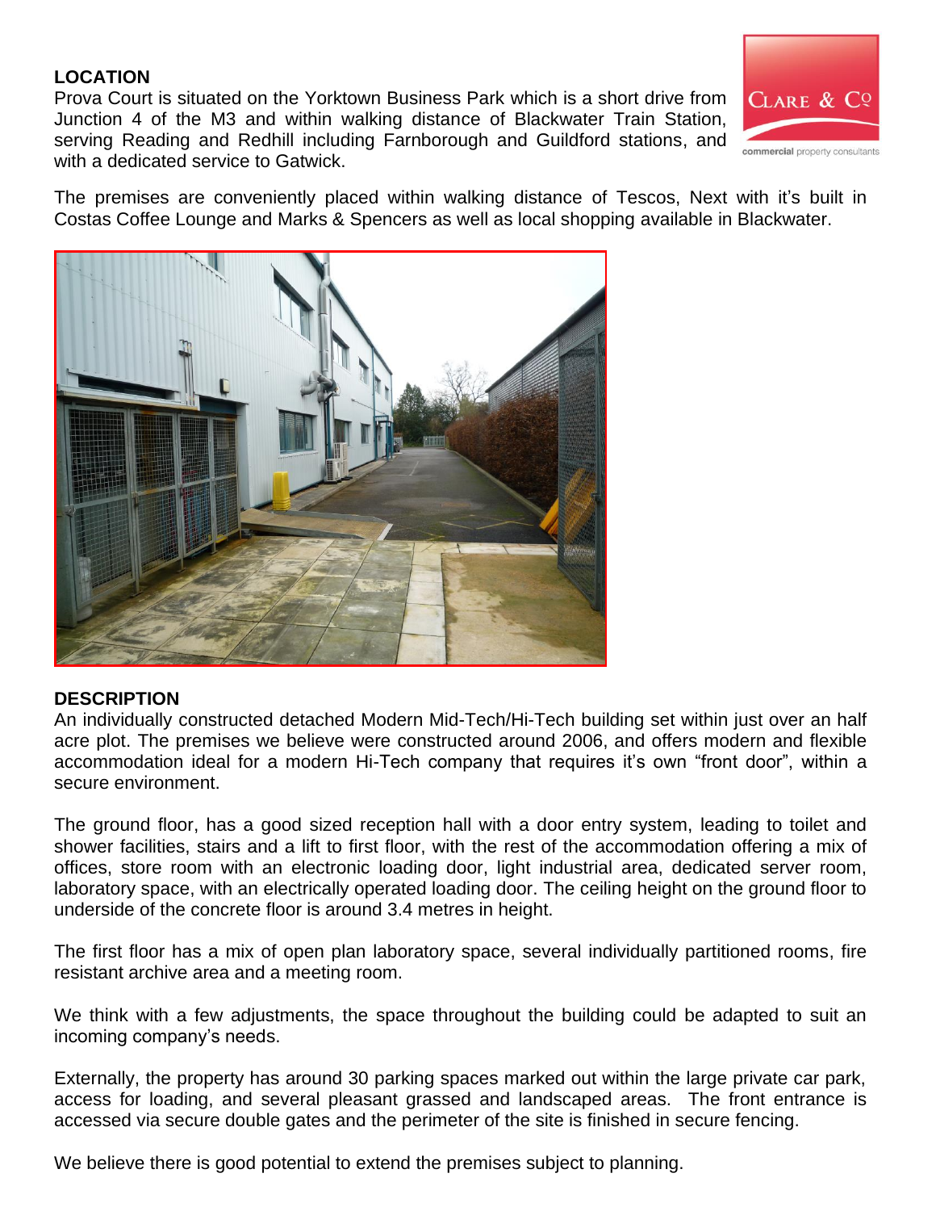## LOCATION

Prova Court is situated on the Yorktown Business Park which is a short drive from Junction 4 of the M3 and within walking distance of Blackwater Train Station, serving Reading and Redhill including Farnborough and Guildford stations, and with a dedicated service to Gatwick.

The premises are conveniently placed within walking distance of Tescos, Next with it's built in Costas Coffee Lounge and Marks & Spencers as well as local shopping available in Blackwater.

## DESCRIPTION

An individually constructed detached Modern Mid-Tech/Hi-Tech building set within just over an half acre plot. The premises we believe were constructed around 2006, and offers modern and flexible accommodation ideal for a modern Hi-Tech company that requires it's own "front door", within a secure environment.

The ground floor, has a good sized reception hall with a door entry system, leading to toilet and shower facilities, stairs and a lift to first floor, with the rest of the accommodation offering a mix of offices, store room with an electronic loading door, light industrial area, dedicated server room, laboratory space, with an electrically operated loading door. The ceiling height on the ground floor to underside of the concrete floor is around 3.4 metres in height.

The first floor has a mix of open plan laboratory space, several individually partitioned rooms, fire resistant archive area and a meeting room.

We think with a few adjustments, the space throughout the building could be adapted to suit an incoming company's needs.

Externally, the property has around 30 parking spaces marked out within the large private car park, access for loading, and several pleasant grassed and landscaped areas. The front entrance is accessed via secure double gates and the perimeter of the site is finished in secure fencing.

We believe there is good potential to extend the premises subject to planning.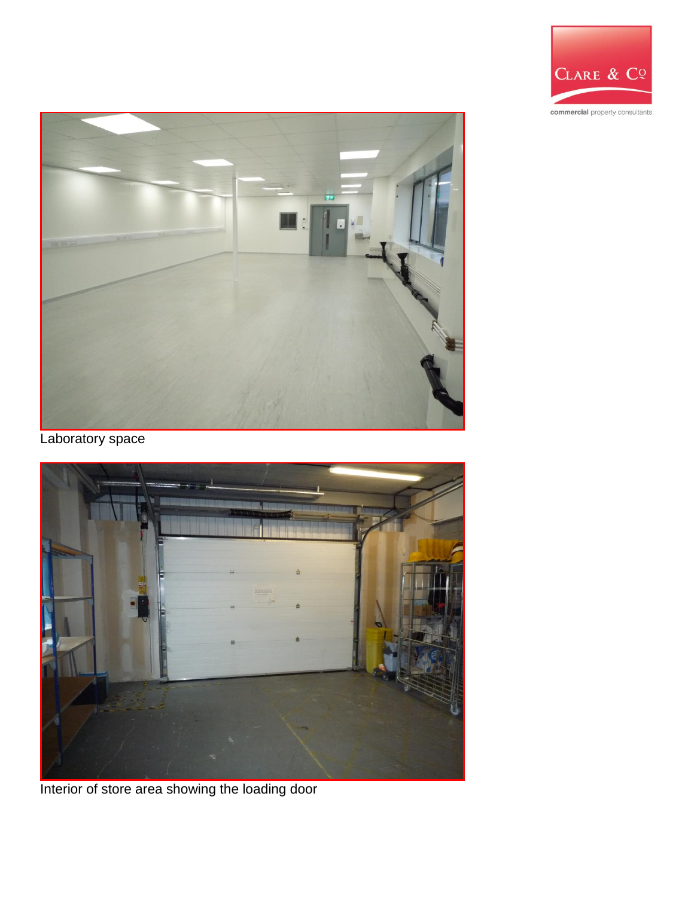Laboratory space

Interior of store area showing the loading door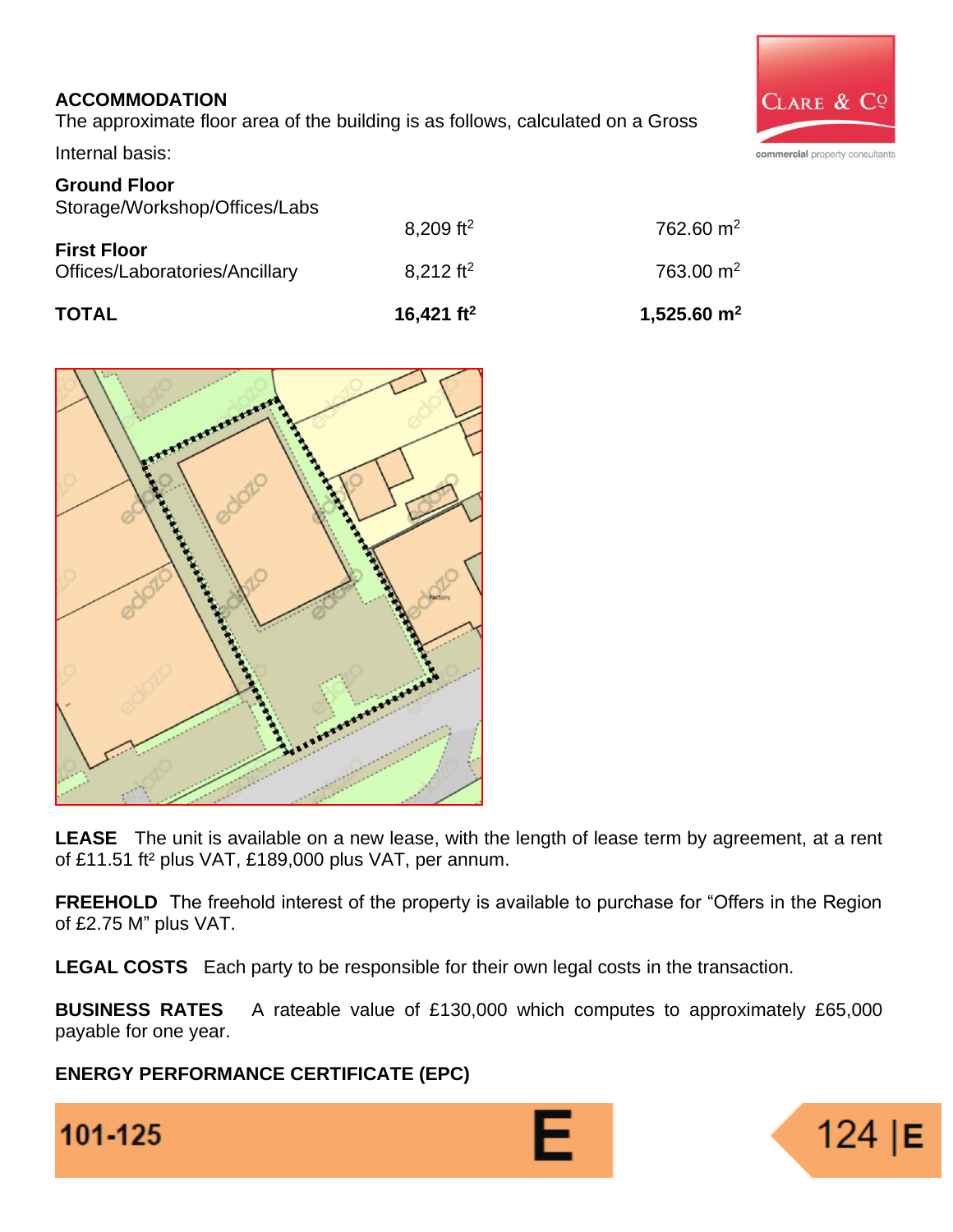## ACCOMMODATION

The approximate floor area of the building is as follows, calculated on a Gross Internal basis:

| | | |
|---|---|---|
| **Ground Floor**<br>Storage/Workshop/Offices/Labs | 8,209 ft$^2$ | 762.60 m$^2$ |
| **First Floor**<br>Offices/Laboratories/Ancillary | 8,212 ft$^2$ | 763.00 m$^2$ |
| **TOTAL** | **16,421 ft$^2$** | **1,525.60 m$^2$** |

**LEASE** The unit is available on a new lease, with the length of lease term by agreement, at a rent of £11.51 ft² plus VAT, £189,000 plus VAT, per annum.

**FREEHOLD** The freehold interest of the property is available to purchase for "Offers in the Region of £2.75 M" plus VAT.

**LEGAL COSTS** Each party to be responsible for their own legal costs in the transaction.

**BUSINESS RATES** A rateable value of £130,000 which computes to approximately £65,000 payable for one year.

**ENERGY PERFORMANCE CERTIFICATE (EPC)**

101-125 E — 124 | E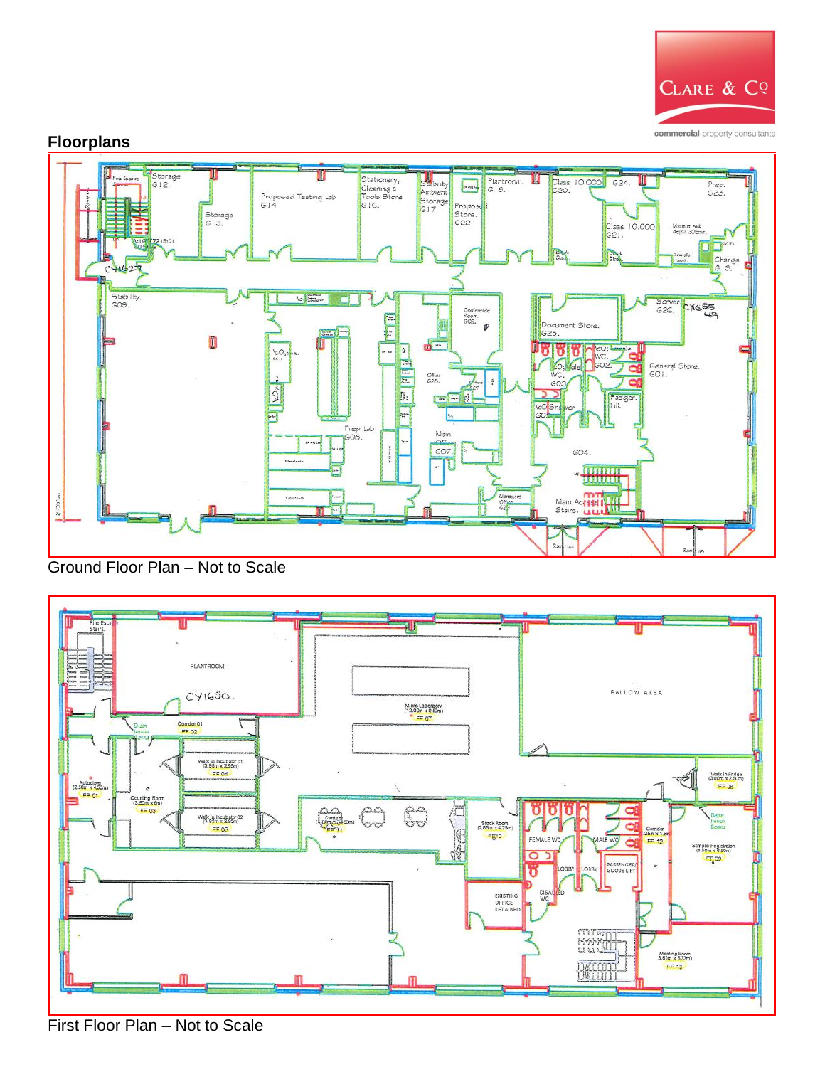## Floorplans

Ground Floor Plan – Not to Scale

First Floor Plan – Not to Scale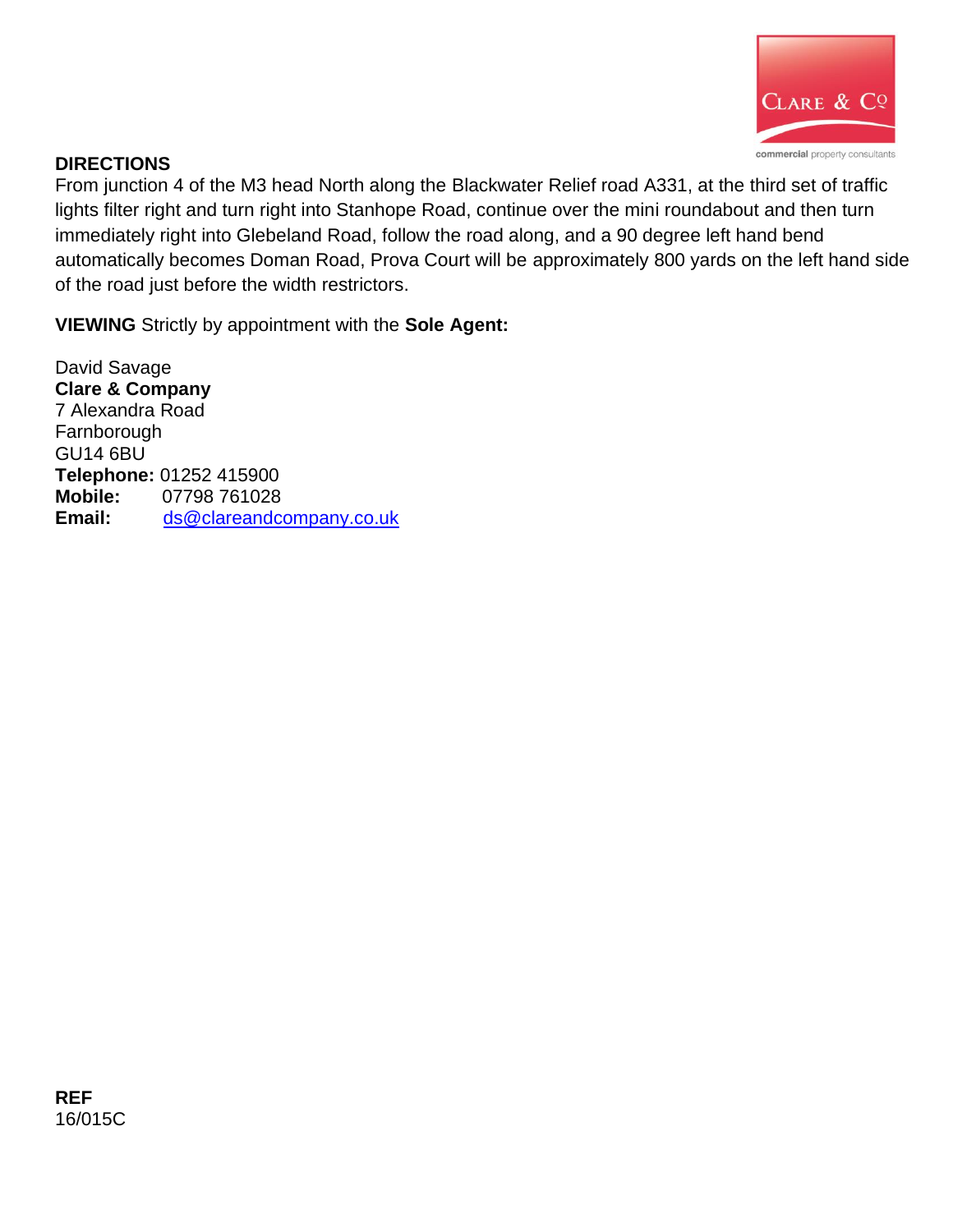**DIRECTIONS**

From junction 4 of the M3 head North along the Blackwater Relief road A331, at the third set of traffic lights filter right and turn right into Stanhope Road, continue over the mini roundabout and then turn immediately right into Glebeland Road, follow the road along, and a 90 degree left hand bend automatically becomes Doman Road, Prova Court will be approximately 800 yards on the left hand side of the road just before the width restrictors.

**VIEWING** Strictly by appointment with the **Sole Agent:**

David Savage
**Clare & Company**
7 Alexandra Road
Farnborough
GU14 6BU
**Telephone:** 01252 415900
**Mobile:** 07798 761028
**Email:** ds@clareandcompany.co.uk

**REF**
16/015C